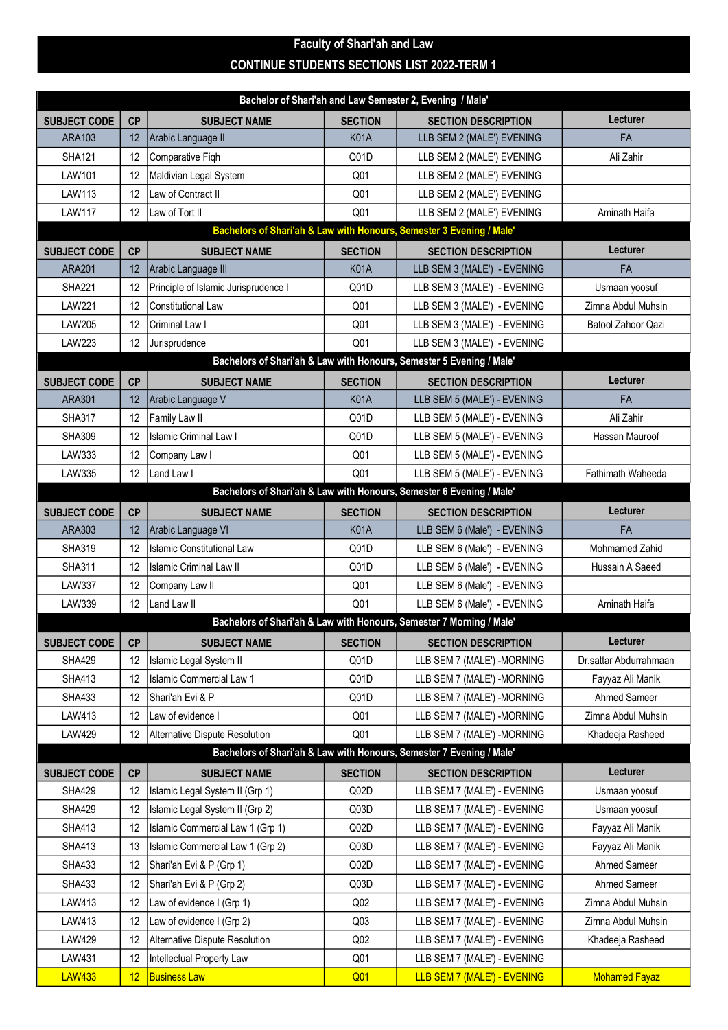# Faculty of Shari'ah and Law

## CONTINUE STUDENTS SECTIONS LIST 2022-TERM 1

### Bachelor of Shari'ah and Law Semester 2, Evening / Male'

| SUBJECT CODE | CP | SUBJECT NAME | SECTION | SECTION DESCRIPTION | Lecturer |
|---|---|---|---|---|---|
| ARA103 | 12 | Arabic Language II | K01A | LLB SEM 2 (MALE') EVENING | FA |
| SHA121 | 12 | Comparative Fiqh | Q01D | LLB SEM 2 (MALE') EVENING | Ali Zahir |
| LAW101 | 12 | Maldivian Legal System | Q01 | LLB SEM 2 (MALE') EVENING | |
| LAW113 | 12 | Law of Contract II | Q01 | LLB SEM 2 (MALE') EVENING | |
| LAW117 | 12 | Law of Tort II | Q01 | LLB SEM 2 (MALE') EVENING | Aminath Haifa |

### Bachelors of Shari'ah & Law with Honours, Semester 3 Evening / Male'

| SUBJECT CODE | CP | SUBJECT NAME | SECTION | SECTION DESCRIPTION | Lecturer |
|---|---|---|---|---|---|
| ARA201 | 12 | Arabic Language III | K01A | LLB SEM 3 (MALE') - EVENING | FA |
| SHA221 | 12 | Principle of Islamic Jurisprudence I | Q01D | LLB SEM 3 (MALE') - EVENING | Usmaan yoosuf |
| LAW221 | 12 | Constitutional Law | Q01 | LLB SEM 3 (MALE') - EVENING | Zimna Abdul Muhsin |
| LAW205 | 12 | Criminal Law I | Q01 | LLB SEM 3 (MALE') - EVENING | Batool Zahoor Qazi |
| LAW223 | 12 | Jurisprudence | Q01 | LLB SEM 3 (MALE') - EVENING | |

### Bachelors of Shari'ah & Law with Honours, Semester 5 Evening / Male'

| SUBJECT CODE | CP | SUBJECT NAME | SECTION | SECTION DESCRIPTION | Lecturer |
|---|---|---|---|---|---|
| ARA301 | 12 | Arabic Language V | K01A | LLB SEM 5 (MALE') - EVENING | FA |
| SHA317 | 12 | Family Law II | Q01D | LLB SEM 5 (MALE') - EVENING | Ali Zahir |
| SHA309 | 12 | Islamic Criminal Law I | Q01D | LLB SEM 5 (MALE') - EVENING | Hassan Mauroof |
| LAW333 | 12 | Company Law I | Q01 | LLB SEM 5 (MALE') - EVENING | |
| LAW335 | 12 | Land Law I | Q01 | LLB SEM 5 (MALE') - EVENING | Fathimath Waheeda |

### Bachelors of Shari'ah & Law with Honours, Semester 6 Evening / Male'

| SUBJECT CODE | CP | SUBJECT NAME | SECTION | SECTION DESCRIPTION | Lecturer |
|---|---|---|---|---|---|
| ARA303 | 12 | Arabic Language VI | K01A | LLB SEM 6 (Male') - EVENING | FA |
| SHA319 | 12 | Islamic Constitutional Law | Q01D | LLB SEM 6 (Male') - EVENING | Mohmamed Zahid |
| SHA311 | 12 | Islamic Criminal Law II | Q01D | LLB SEM 6 (Male') - EVENING | Hussain A Saeed |
| LAW337 | 12 | Company Law II | Q01 | LLB SEM 6 (Male') - EVENING | |
| LAW339 | 12 | Land Law II | Q01 | LLB SEM 6 (Male') - EVENING | Aminath Haifa |

### Bachelors of Shari'ah & Law with Honours, Semester 7 Morning / Male'

| SUBJECT CODE | CP | SUBJECT NAME | SECTION | SECTION DESCRIPTION | Lecturer |
|---|---|---|---|---|---|
| SHA429 | 12 | Islamic Legal System II | Q01D | LLB SEM 7 (MALE') -MORNING | Dr.sattar Abdurrahmaan |
| SHA413 | 12 | Islamic Commercial Law 1 | Q01D | LLB SEM 7 (MALE') -MORNING | Fayyaz Ali Manik |
| SHA433 | 12 | Shari'ah Evi & P | Q01D | LLB SEM 7 (MALE') -MORNING | Ahmed Sameer |
| LAW413 | 12 | Law of evidence I | Q01 | LLB SEM 7 (MALE') -MORNING | Zimna Abdul Muhsin |
| LAW429 | 12 | Alternative Dispute Resolution | Q01 | LLB SEM 7 (MALE') -MORNING | Khadeeja Rasheed |

### Bachelors of Shari'ah & Law with Honours, Semester 7 Evening / Male'

| SUBJECT CODE | CP | SUBJECT NAME | SECTION | SECTION DESCRIPTION | Lecturer |
|---|---|---|---|---|---|
| SHA429 | 12 | Islamic Legal System II (Grp 1) | Q02D | LLB SEM 7 (MALE') - EVENING | Usmaan yoosuf |
| SHA429 | 12 | Islamic Legal System II (Grp 2) | Q03D | LLB SEM 7 (MALE') - EVENING | Usmaan yoosuf |
| SHA413 | 12 | Islamic Commercial Law 1 (Grp 1) | Q02D | LLB SEM 7 (MALE') - EVENING | Fayyaz Ali Manik |
| SHA413 | 13 | Islamic Commercial Law 1 (Grp 2) | Q03D | LLB SEM 7 (MALE') - EVENING | Fayyaz Ali Manik |
| SHA433 | 12 | Shari'ah Evi & P (Grp 1) | Q02D | LLB SEM 7 (MALE') - EVENING | Ahmed Sameer |
| SHA433 | 12 | Shari'ah Evi & P (Grp 2) | Q03D | LLB SEM 7 (MALE') - EVENING | Ahmed Sameer |
| LAW413 | 12 | Law of evidence I (Grp 1) | Q02 | LLB SEM 7 (MALE') - EVENING | Zimna Abdul Muhsin |
| LAW413 | 12 | Law of evidence I (Grp 2) | Q03 | LLB SEM 7 (MALE') - EVENING | Zimna Abdul Muhsin |
| LAW429 | 12 | Alternative Dispute Resolution | Q02 | LLB SEM 7 (MALE') - EVENING | Khadeeja Rasheed |
| LAW431 | 12 | Intellectual Property Law | Q01 | LLB SEM 7 (MALE') - EVENING | |
| LAW433 | 12 | Business Law | Q01 | LLB SEM 7 (MALE') - EVENING | Mohamed Fayaz |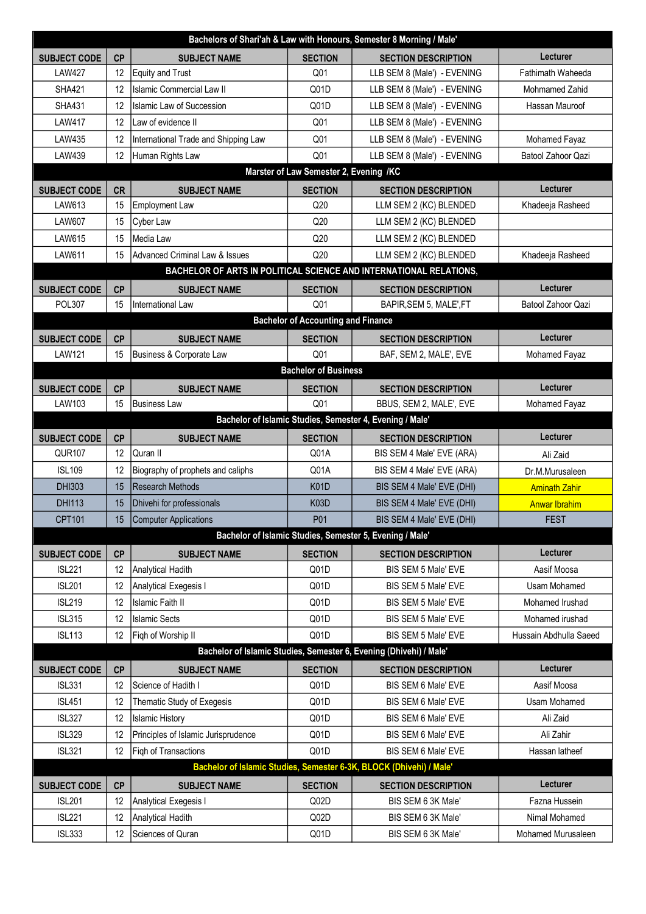| Bachelors of Shari'ah & Law with Honours, Semester 8 Morning / Male' | | | | | |
|---|---|---|---|---|---|
| SUBJECT CODE | CP | SUBJECT NAME | SECTION | SECTION DESCRIPTION | Lecturer |
| LAW427 | 12 | Equity and Trust | Q01 | LLB SEM 8 (Male') - EVENING | Fathimath Waheeda |
| SHA421 | 12 | Islamic Commercial Law II | Q01D | LLB SEM 8 (Male') - EVENING | Mohmamed Zahid |
| SHA431 | 12 | Islamic Law of Succession | Q01D | LLB SEM 8 (Male') - EVENING | Hassan Mauroof |
| LAW417 | 12 | Law of evidence II | Q01 | LLB SEM 8 (Male') - EVENING | |
| LAW435 | 12 | International Trade and Shipping Law | Q01 | LLB SEM 8 (Male') - EVENING | Mohamed Fayaz |
| LAW439 | 12 | Human Rights Law | Q01 | LLB SEM 8 (Male') - EVENING | Batool Zahoor Qazi |

| Marster of Law Semester 2, Evening /KC | | | | | |
|---|---|---|---|---|---|
| SUBJECT CODE | CR | SUBJECT NAME | SECTION | SECTION DESCRIPTION | Lecturer |
| LAW613 | 15 | Employment Law | Q20 | LLM SEM 2 (KC) BLENDED | Khadeeja Rasheed |
| LAW607 | 15 | Cyber Law | Q20 | LLM SEM 2 (KC) BLENDED | |
| LAW615 | 15 | Media Law | Q20 | LLM SEM 2 (KC) BLENDED | |
| LAW611 | 15 | Advanced Criminal Law & Issues | Q20 | LLM SEM 2 (KC) BLENDED | Khadeeja Rasheed |

| BACHELOR OF ARTS IN POLITICAL SCIENCE AND INTERNATIONAL RELATIONS, | | | | | |
|---|---|---|---|---|---|
| SUBJECT CODE | CP | SUBJECT NAME | SECTION | SECTION DESCRIPTION | Lecturer |
| POL307 | 15 | International Law | Q01 | BAPIR,SEM 5, MALE',FT | Batool Zahoor Qazi |

| Bachelor of Accounting and Finance | | | | | |
|---|---|---|---|---|---|
| SUBJECT CODE | CP | SUBJECT NAME | SECTION | SECTION DESCRIPTION | Lecturer |
| LAW121 | 15 | Business & Corporate Law | Q01 | BAF, SEM 2, MALE', EVE | Mohamed Fayaz |

| Bachelor of Business | | | | | |
|---|---|---|---|---|---|
| SUBJECT CODE | CP | SUBJECT NAME | SECTION | SECTION DESCRIPTION | Lecturer |
| LAW103 | 15 | Business Law | Q01 | BBUS, SEM 2, MALE', EVE | Mohamed Fayaz |

| Bachelor of Islamic Studies, Semester 4, Evening / Male' | | | | | |
|---|---|---|---|---|---|
| SUBJECT CODE | CP | SUBJECT NAME | SECTION | SECTION DESCRIPTION | Lecturer |
| QUR107 | 12 | Quran II | Q01A | BIS SEM 4 Male' EVE (ARA) | Ali Zaid |
| ISL109 | 12 | Biography of prophets and caliphs | Q01A | BIS SEM 4 Male' EVE (ARA) | Dr.M.Murusaleen |
| DHI303 | 15 | Research Methods | K01D | BIS SEM 4 Male' EVE (DHI) | Aminath Zahir |
| DHI113 | 15 | Dhivehi for professionals | K03D | BIS SEM 4 Male' EVE (DHI) | Anwar Ibrahim |
| CPT101 | 15 | Computer Applications | P01 | BIS SEM 4 Male' EVE (DHI) | FEST |

| Bachelor of Islamic Studies, Semester 5, Evening / Male' | | | | | |
|---|---|---|---|---|---|
| SUBJECT CODE | CP | SUBJECT NAME | SECTION | SECTION DESCRIPTION | Lecturer |
| ISL221 | 12 | Analytical Hadith | Q01D | BIS SEM 5 Male' EVE | Aasif Moosa |
| ISL201 | 12 | Analytical Exegesis I | Q01D | BIS SEM 5 Male' EVE | Usam Mohamed |
| ISL219 | 12 | Islamic Faith II | Q01D | BIS SEM 5 Male' EVE | Mohamed Irushad |
| ISL315 | 12 | Islamic Sects | Q01D | BIS SEM 5 Male' EVE | Mohamed irushad |
| ISL113 | 12 | Fiqh of Worship II | Q01D | BIS SEM 5 Male' EVE | Hussain Abdhulla Saeed |

| Bachelor of Islamic Studies, Semester 6, Evening (Dhivehi) / Male' | | | | | |
|---|---|---|---|---|---|
| SUBJECT CODE | CP | SUBJECT NAME | SECTION | SECTION DESCRIPTION | Lecturer |
| ISL331 | 12 | Science of Hadith I | Q01D | BIS SEM 6 Male' EVE | Aasif Moosa |
| ISL451 | 12 | Thematic Study of Exegesis | Q01D | BIS SEM 6 Male' EVE | Usam Mohamed |
| ISL327 | 12 | Islamic History | Q01D | BIS SEM 6 Male' EVE | Ali Zaid |
| ISL329 | 12 | Principles of Islamic Jurisprudence | Q01D | BIS SEM 6 Male' EVE | Ali Zahir |
| ISL321 | 12 | Fiqh of Transactions | Q01D | BIS SEM 6 Male' EVE | Hassan latheef |

| Bachelor of Islamic Studies, Semester 6-3K, BLOCK (Dhivehi) / Male' | | | | | |
|---|---|---|---|---|---|
| SUBJECT CODE | CP | SUBJECT NAME | SECTION | SECTION DESCRIPTION | Lecturer |
| ISL201 | 12 | Analytical Exegesis I | Q02D | BIS SEM 6 3K Male' | Fazna Hussein |
| ISL221 | 12 | Analytical Hadith | Q02D | BIS SEM 6 3K Male' | Nimal Mohamed |
| ISL333 | 12 | Sciences of Quran | Q01D | BIS SEM 6 3K Male' | Mohamed Murusaleen |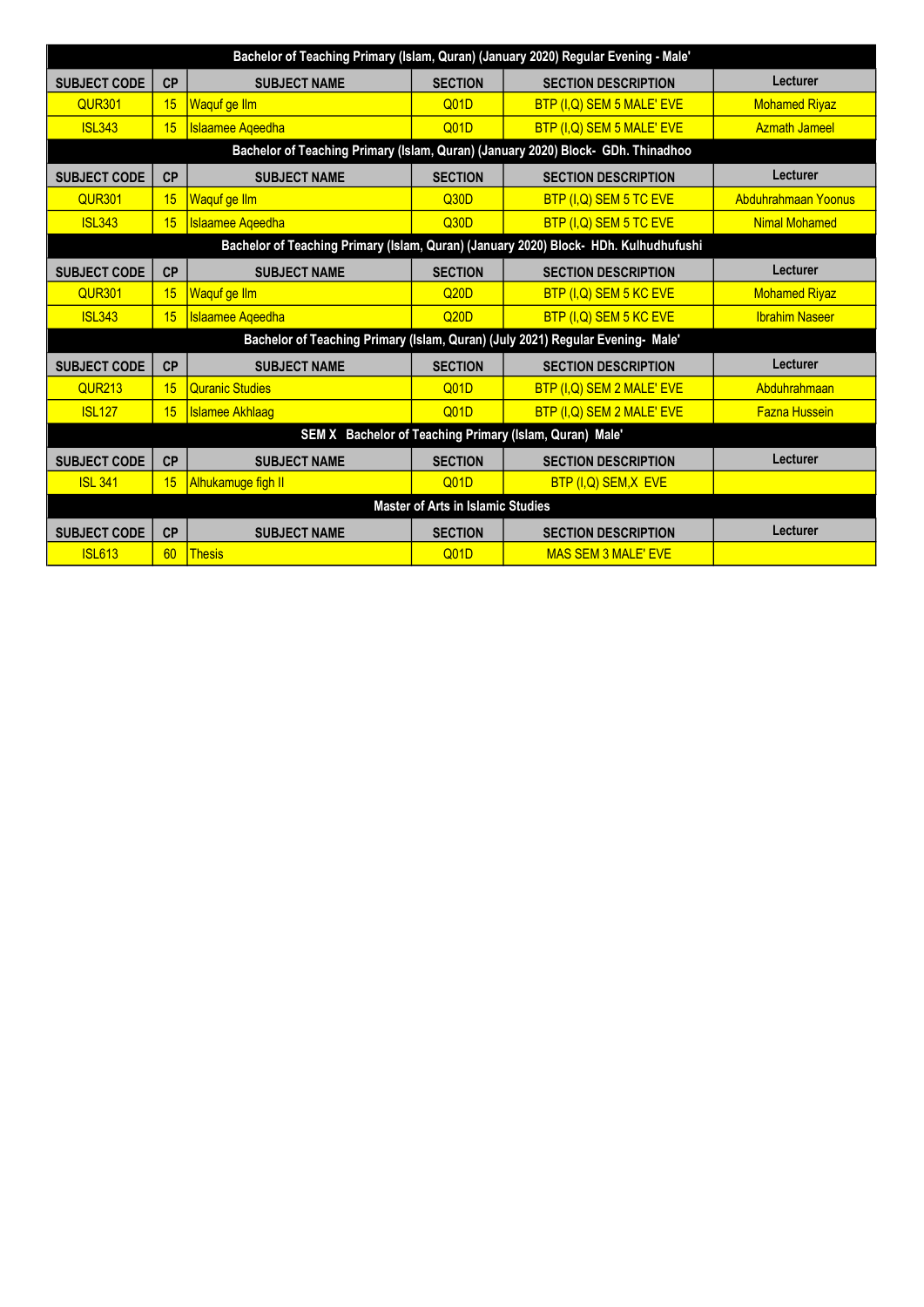| Bachelor of Teaching Primary (Islam, Quran) (January 2020) Regular Evening - Male' | | | | | |
|---|---|---|---|---|---|
| SUBJECT CODE | CP | SUBJECT NAME | SECTION | SECTION DESCRIPTION | Lecturer |
| QUR301 | 15 | Waquf ge Ilm | Q01D | BTP (I,Q) SEM 5 MALE' EVE | Mohamed Riyaz |
| ISL343 | 15 | Islaamee Aqeedha | Q01D | BTP (I,Q) SEM 5 MALE' EVE | Azmath Jameel |

| Bachelor of Teaching Primary (Islam, Quran) (January 2020) Block- GDh. Thinadhoo | | | | | |
|---|---|---|---|---|---|
| SUBJECT CODE | CP | SUBJECT NAME | SECTION | SECTION DESCRIPTION | Lecturer |
| QUR301 | 15 | Waquf ge Ilm | Q30D | BTP (I,Q) SEM 5 TC EVE | Abduhrahmaan Yoonus |
| ISL343 | 15 | Islaamee Aqeedha | Q30D | BTP (I,Q) SEM 5 TC EVE | Nimal Mohamed |

| Bachelor of Teaching Primary (Islam, Quran) (January 2020) Block- HDh. Kulhudhufushi | | | | | |
|---|---|---|---|---|---|
| SUBJECT CODE | CP | SUBJECT NAME | SECTION | SECTION DESCRIPTION | Lecturer |
| QUR301 | 15 | Waquf ge Ilm | Q20D | BTP (I,Q) SEM 5 KC EVE | Mohamed Riyaz |
| ISL343 | 15 | Islaamee Aqeedha | Q20D | BTP (I,Q) SEM 5 KC EVE | Ibrahim Naseer |

| Bachelor of Teaching Primary (Islam, Quran) (July 2021) Regular Evening- Male' | | | | | |
|---|---|---|---|---|---|
| SUBJECT CODE | CP | SUBJECT NAME | SECTION | SECTION DESCRIPTION | Lecturer |
| QUR213 | 15 | Quranic Studies | Q01D | BTP (I,Q) SEM 2 MALE' EVE | Abduhrahmaan |
| ISL127 | 15 | Islamee Akhlaag | Q01D | BTP (I,Q) SEM 2 MALE' EVE | Fazna Hussein |

| SEM X Bachelor of Teaching Primary (Islam, Quran) Male' | | | | | |
|---|---|---|---|---|---|
| SUBJECT CODE | CP | SUBJECT NAME | SECTION | SECTION DESCRIPTION | Lecturer |
| ISL 341 | 15 | Alhukamuge figh II | Q01D | BTP (I,Q) SEM,X EVE | |

| Master of Arts in Islamic Studies | | | | | |
|---|---|---|---|---|---|
| SUBJECT CODE | CP | SUBJECT NAME | SECTION | SECTION DESCRIPTION | Lecturer |
| ISL613 | 60 | Thesis | Q01D | MAS SEM 3 MALE' EVE | |